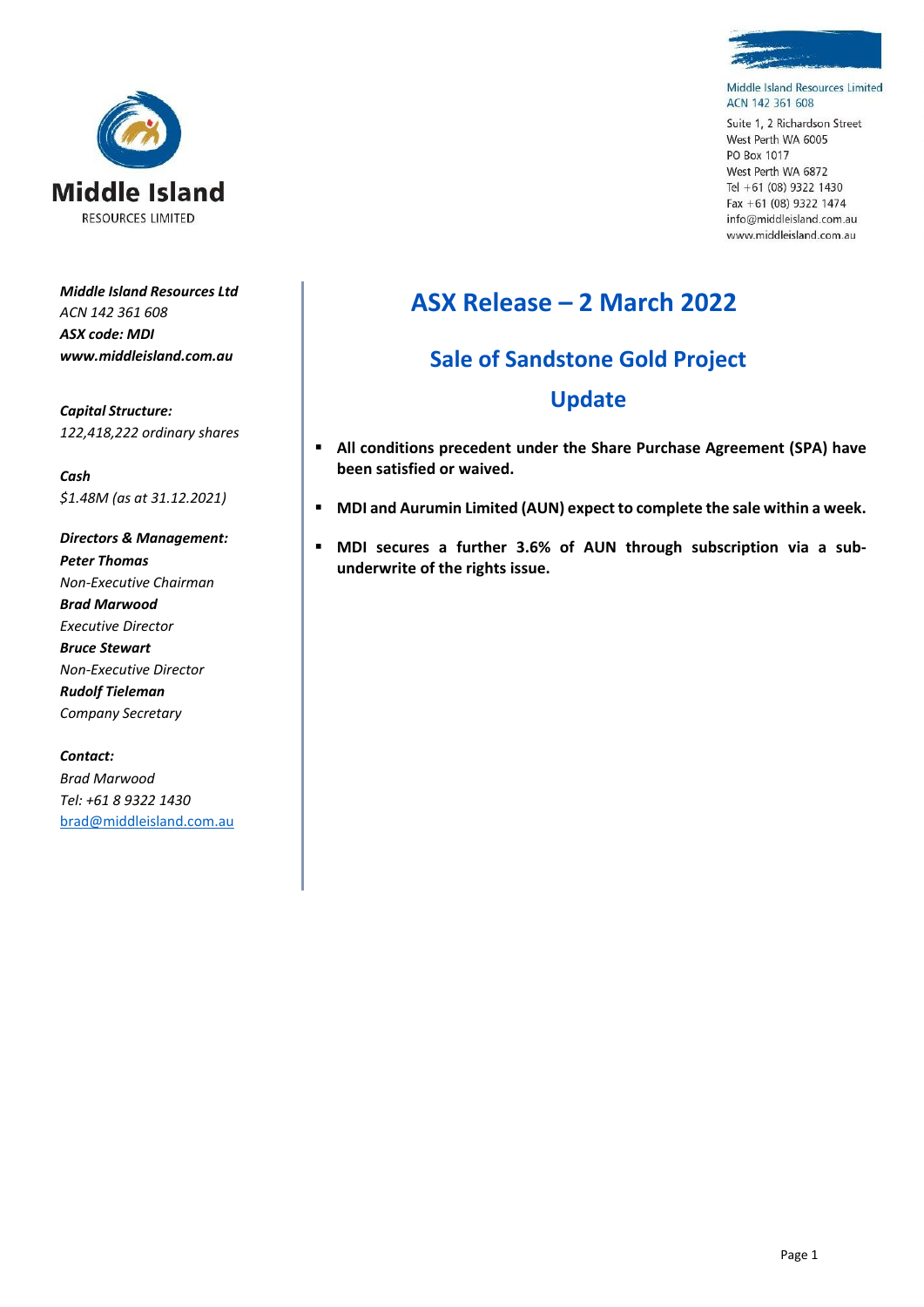Middle Island Resources Limited
ACN 142 361 608

Suite 1, 2 Richardson Street
West Perth WA 6005
PO Box 1017
West Perth WA 6872
Tel +61 (08) 9322 1430
Fax +61 (08) 9322 1474
info@middleisland.com.au
www.middleisland.com.au

***Middle Island Resources Ltd***
*ACN 142 361 608*
***ASX code: MDI***
***www.middleisland.com.au***

***Capital Structure:***
*122,418,222 ordinary shares*

***Cash***
*$1.48M (as at 31.12.2021)*

***Directors & Management:***
***Peter Thomas***
*Non-Executive Chairman*
***Brad Marwood***
*Executive Director*
***Bruce Stewart***
*Non-Executive Director*
***Rudolf Tieleman***
*Company Secretary*

***Contact:***
*Brad Marwood*
*Tel: +61 8 9322 1430*
*brad@middleisland.com.au*

# ASX Release – 2 March 2022

## Sale of Sandstone Gold Project Update

- **All conditions precedent under the Share Purchase Agreement (SPA) have been satisfied or waived.**
- **MDI and Aurumin Limited (AUN) expect to complete the sale within a week.**
- **MDI secures a further 3.6% of AUN through subscription via a sub-underwrite of the rights issue.**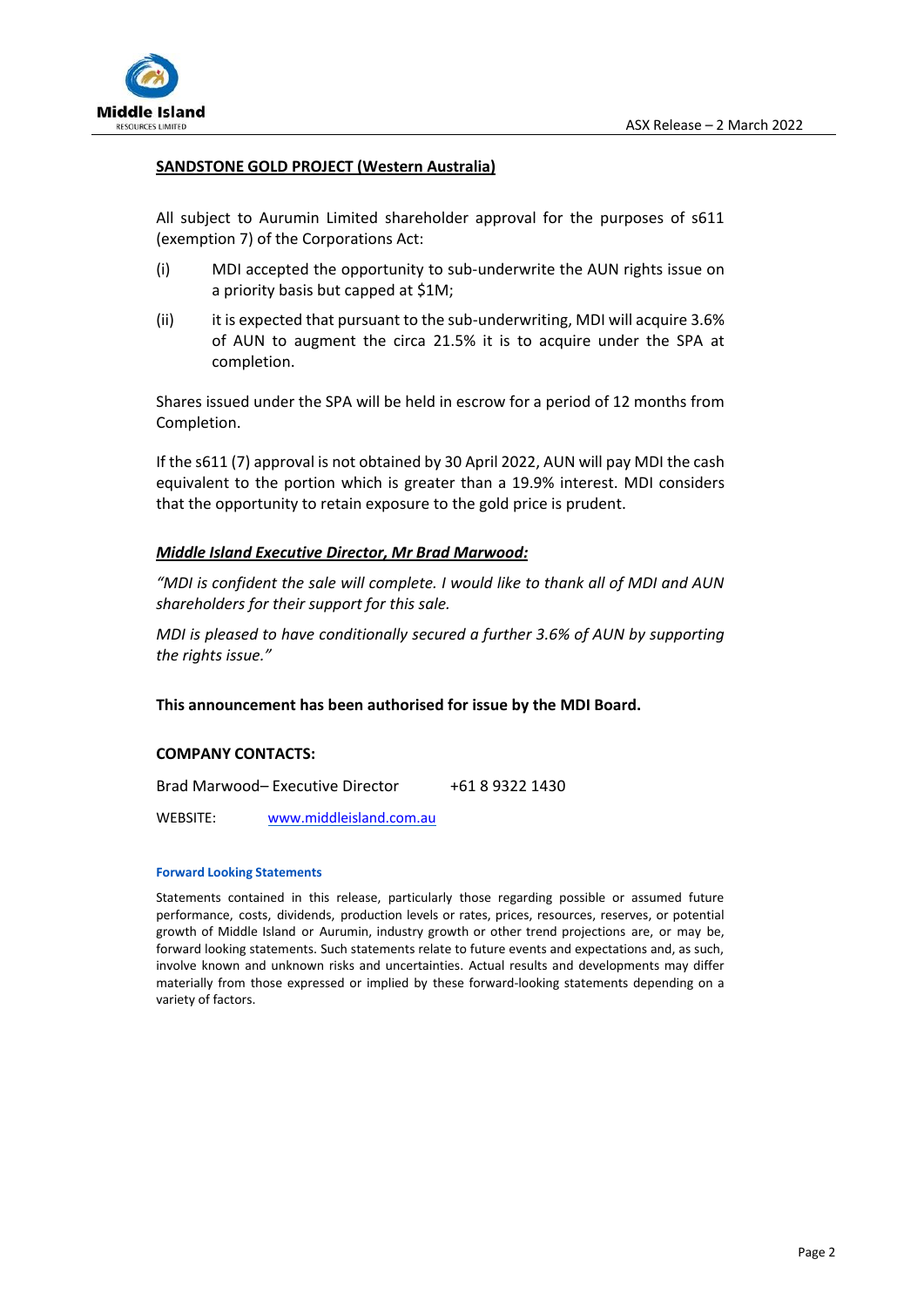**SANDSTONE GOLD PROJECT (Western Australia)**

All subject to Aurumin Limited shareholder approval for the purposes of s611 (exemption 7) of the Corporations Act:

(i) MDI accepted the opportunity to sub-underwrite the AUN rights issue on a priority basis but capped at $1M;

(ii) it is expected that pursuant to the sub-underwriting, MDI will acquire 3.6% of AUN to augment the circa 21.5% it is to acquire under the SPA at completion.

Shares issued under the SPA will be held in escrow for a period of 12 months from Completion.

If the s611 (7) approval is not obtained by 30 April 2022, AUN will pay MDI the cash equivalent to the portion which is greater than a 19.9% interest. MDI considers that the opportunity to retain exposure to the gold price is prudent.

***Middle Island Executive Director, Mr Brad Marwood:***

*"MDI is confident the sale will complete. I would like to thank all of MDI and AUN shareholders for their support for this sale.*

*MDI is pleased to have conditionally secured a further 3.6% of AUN by supporting the rights issue."*

**This announcement has been authorised for issue by the MDI Board.**

**COMPANY CONTACTS:**

Brad Marwood– Executive Director +61 8 9322 1430

WEBSITE: www.middleisland.com.au

**Forward Looking Statements**

Statements contained in this release, particularly those regarding possible or assumed future performance, costs, dividends, production levels or rates, prices, resources, reserves, or potential growth of Middle Island or Aurumin, industry growth or other trend projections are, or may be, forward looking statements. Such statements relate to future events and expectations and, as such, involve known and unknown risks and uncertainties. Actual results and developments may differ materially from those expressed or implied by these forward-looking statements depending on a variety of factors.